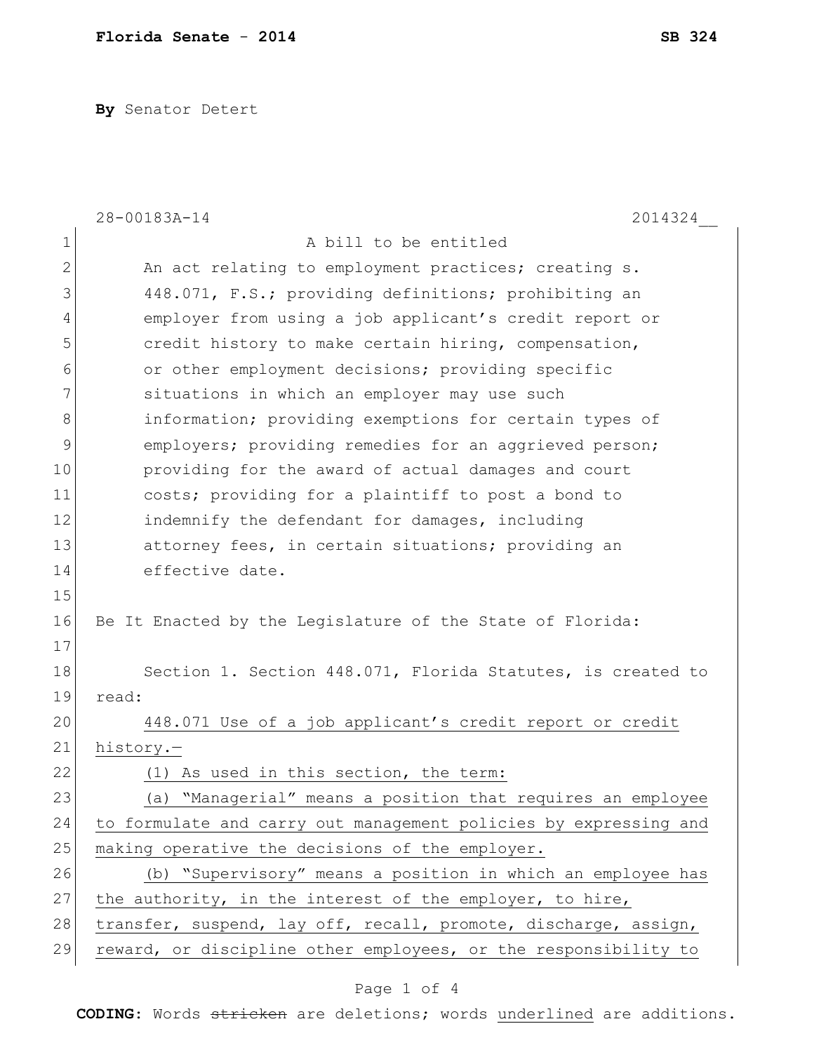**Florida Senate - 2014** **SB 324**

**By** Senator Detert

28-00183A-14 2014324__

A bill to be entitled

An act relating to employment practices; creating s. 448.071, F.S.; providing definitions; prohibiting an employer from using a job applicant's credit report or credit history to make certain hiring, compensation, or other employment decisions; providing specific situations in which an employer may use such information; providing exemptions for certain types of employers; providing remedies for an aggrieved person; providing for the award of actual damages and court costs; providing for a plaintiff to post a bond to indemnify the defendant for damages, including attorney fees, in certain situations; providing an effective date.

Be It Enacted by the Legislature of the State of Florida:

Section 1. Section 448.071, Florida Statutes, is created to read:

448.071 Use of a job applicant's credit report or credit history.—

(1) As used in this section, the term:

(a) "Managerial" means a position that requires an employee to formulate and carry out management policies by expressing and making operative the decisions of the employer.

(b) "Supervisory" means a position in which an employee has the authority, in the interest of the employer, to hire, transfer, suspend, lay off, recall, promote, discharge, assign, reward, or discipline other employees, or the responsibility to

**CODING:** Words ~~stricken~~ are deletions; words underlined are additions.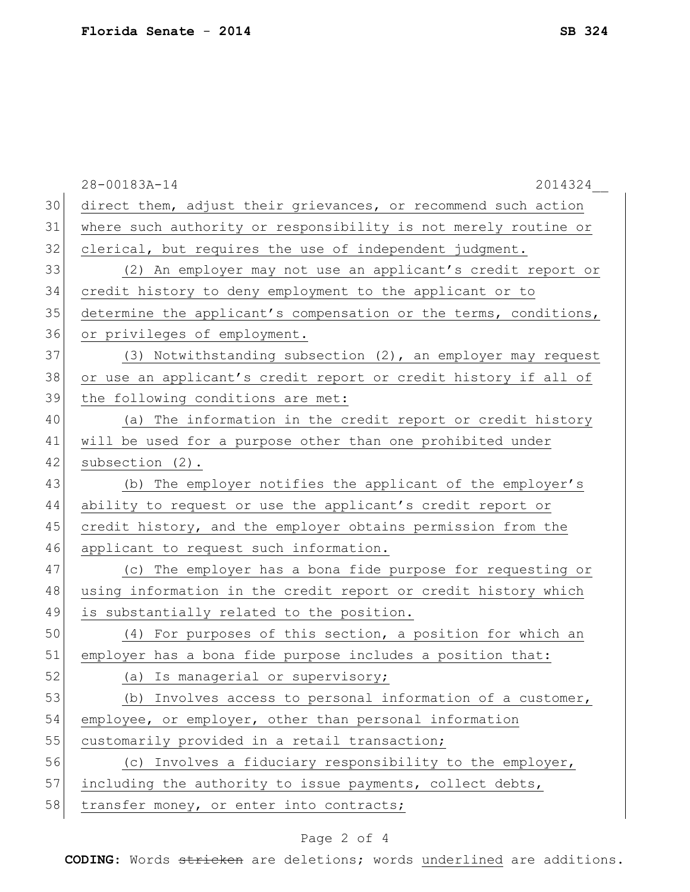direct them, adjust their grievances, or recommend such action where such authority or responsibility is not merely routine or clerical, but requires the use of independent judgment.

(2) An employer may not use an applicant's credit report or credit history to deny employment to the applicant or to determine the applicant's compensation or the terms, conditions, or privileges of employment.

(3) Notwithstanding subsection (2), an employer may request or use an applicant's credit report or credit history if all of the following conditions are met:

(a) The information in the credit report or credit history will be used for a purpose other than one prohibited under subsection (2).

(b) The employer notifies the applicant of the employer's ability to request or use the applicant's credit report or credit history, and the employer obtains permission from the applicant to request such information.

(c) The employer has a bona fide purpose for requesting or using information in the credit report or credit history which is substantially related to the position.

(4) For purposes of this section, a position for which an employer has a bona fide purpose includes a position that:

(a) Is managerial or supervisory;

(b) Involves access to personal information of a customer, employee, or employer, other than personal information customarily provided in a retail transaction;

(c) Involves a fiduciary responsibility to the employer, including the authority to issue payments, collect debts, transfer money, or enter into contracts;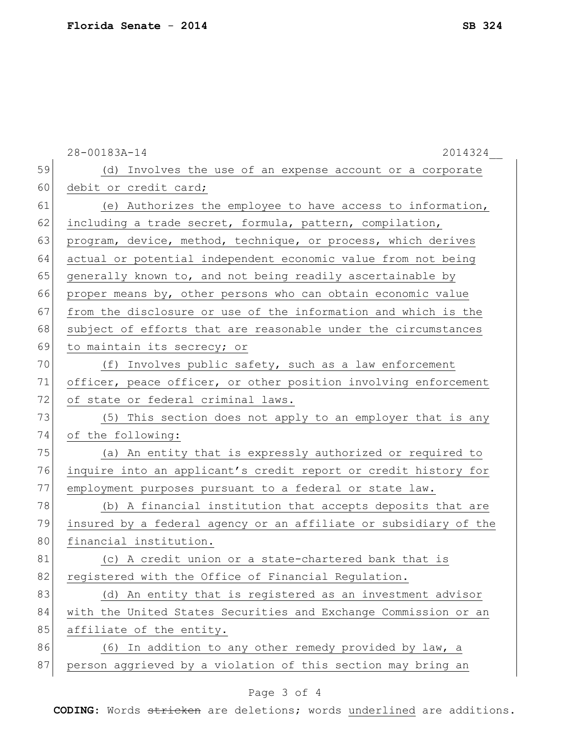(d) Involves the use of an expense account or a corporate debit or credit card;

(e) Authorizes the employee to have access to information, including a trade secret, formula, pattern, compilation, program, device, method, technique, or process, which derives actual or potential independent economic value from not being generally known to, and not being readily ascertainable by proper means by, other persons who can obtain economic value from the disclosure or use of the information and which is the subject of efforts that are reasonable under the circumstances to maintain its secrecy; or

(f) Involves public safety, such as a law enforcement officer, peace officer, or other position involving enforcement of state or federal criminal laws.

(5) This section does not apply to an employer that is any of the following:

(a) An entity that is expressly authorized or required to inquire into an applicant's credit report or credit history for employment purposes pursuant to a federal or state law.

(b) A financial institution that accepts deposits that are insured by a federal agency or an affiliate or subsidiary of the financial institution.

(c) A credit union or a state-chartered bank that is registered with the Office of Financial Regulation.

(d) An entity that is registered as an investment advisor with the United States Securities and Exchange Commission or an affiliate of the entity.

(6) In addition to any other remedy provided by law, a person aggrieved by a violation of this section may bring an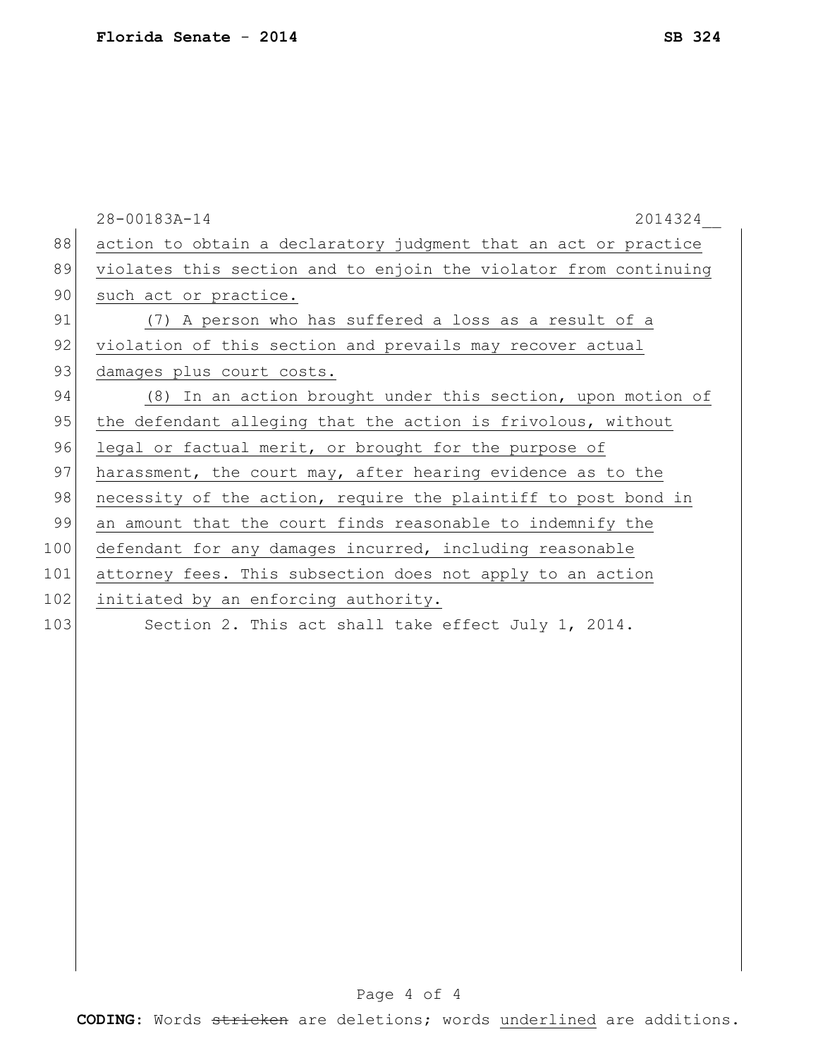action to obtain a declaratory judgment that an act or practice violates this section and to enjoin the violator from continuing such act or practice.

(7) A person who has suffered a loss as a result of a violation of this section and prevails may recover actual damages plus court costs.

(8) In an action brought under this section, upon motion of the defendant alleging that the action is frivolous, without legal or factual merit, or brought for the purpose of harassment, the court may, after hearing evidence as to the necessity of the action, require the plaintiff to post bond in an amount that the court finds reasonable to indemnify the defendant for any damages incurred, including reasonable attorney fees. This subsection does not apply to an action initiated by an enforcing authority.

Section 2. This act shall take effect July 1, 2014.